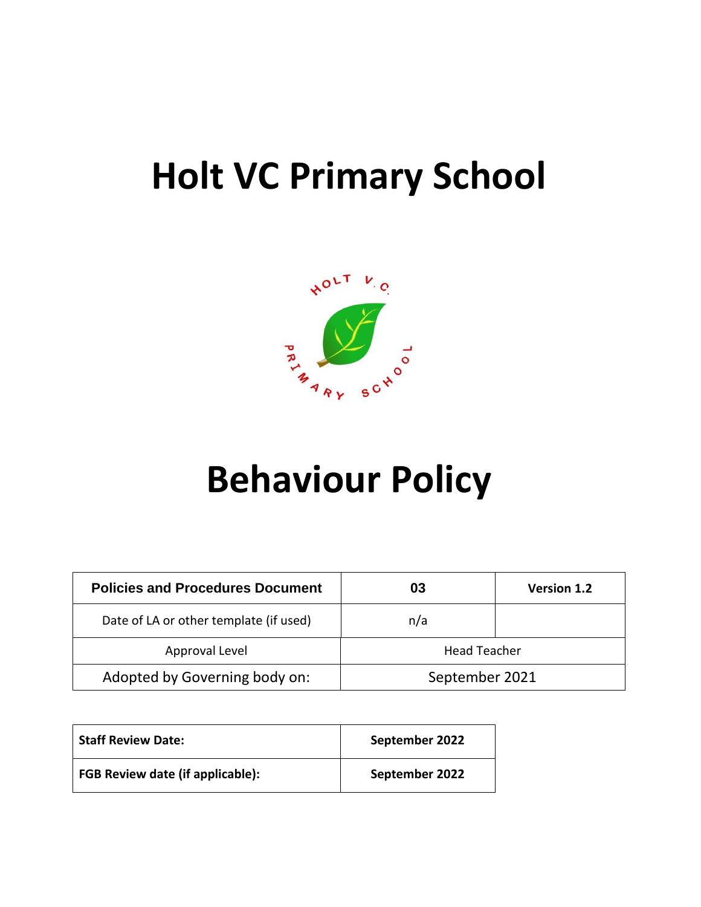# Holt VC Primary School

# Behaviour Policy

| Policies and Procedures Document | 03 | Version 1.2 |
|---|---|---|
| Date of LA or other template (if used) | n/a | |
| Approval Level | Head Teacher | |
| Adopted by Governing body on: | September 2021 | |

| Staff Review Date: | September 2022 |
|---|---|
| FGB Review date (if applicable): | September 2022 |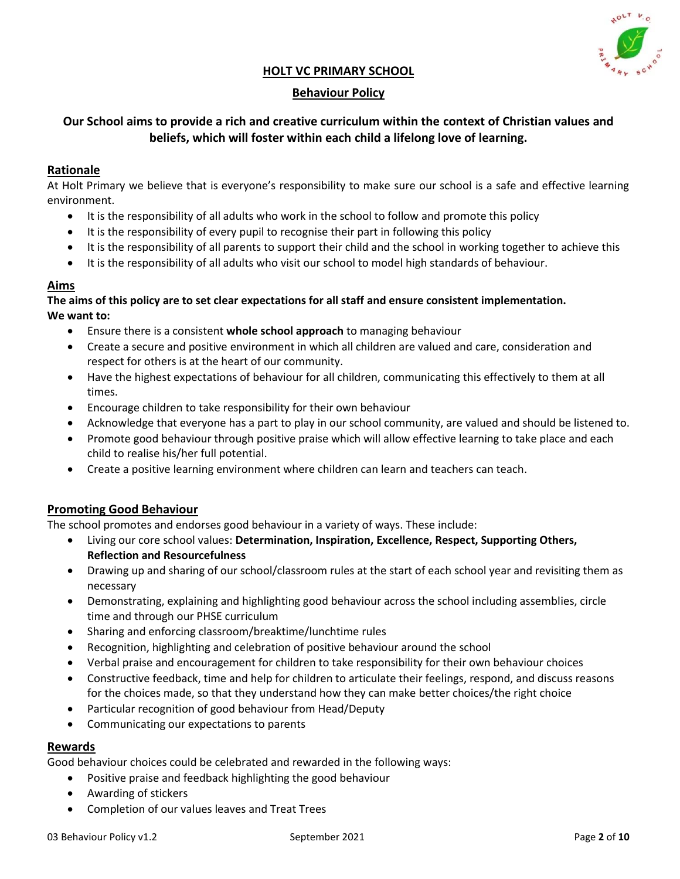# HOLT VC PRIMARY SCHOOL

## Behaviour Policy

**Our School aims to provide a rich and creative curriculum within the context of Christian values and beliefs, which will foster within each child a lifelong love of learning.**

### Rationale

At Holt Primary we believe that is everyone's responsibility to make sure our school is a safe and effective learning environment.

- It is the responsibility of all adults who work in the school to follow and promote this policy
- It is the responsibility of every pupil to recognise their part in following this policy
- It is the responsibility of all parents to support their child and the school in working together to achieve this
- It is the responsibility of all adults who visit our school to model high standards of behaviour.

### Aims

**The aims of this policy are to set clear expectations for all staff and ensure consistent implementation.**
**We want to:**

- Ensure there is a consistent **whole school approach** to managing behaviour
- Create a secure and positive environment in which all children are valued and care, consideration and respect for others is at the heart of our community.
- Have the highest expectations of behaviour for all children, communicating this effectively to them at all times.
- Encourage children to take responsibility for their own behaviour
- Acknowledge that everyone has a part to play in our school community, are valued and should be listened to.
- Promote good behaviour through positive praise which will allow effective learning to take place and each child to realise his/her full potential.
- Create a positive learning environment where children can learn and teachers can teach.

### Promoting Good Behaviour

The school promotes and endorses good behaviour in a variety of ways. These include:

- Living our core school values: **Determination, Inspiration, Excellence, Respect, Supporting Others, Reflection and Resourcefulness**
- Drawing up and sharing of our school/classroom rules at the start of each school year and revisiting them as necessary
- Demonstrating, explaining and highlighting good behaviour across the school including assemblies, circle time and through our PHSE curriculum
- Sharing and enforcing classroom/breaktime/lunchtime rules
- Recognition, highlighting and celebration of positive behaviour around the school
- Verbal praise and encouragement for children to take responsibility for their own behaviour choices
- Constructive feedback, time and help for children to articulate their feelings, respond, and discuss reasons for the choices made, so that they understand how they can make better choices/the right choice
- Particular recognition of good behaviour from Head/Deputy
- Communicating our expectations to parents

### Rewards

Good behaviour choices could be celebrated and rewarded in the following ways:

- Positive praise and feedback highlighting the good behaviour
- Awarding of stickers
- Completion of our values leaves and Treat Trees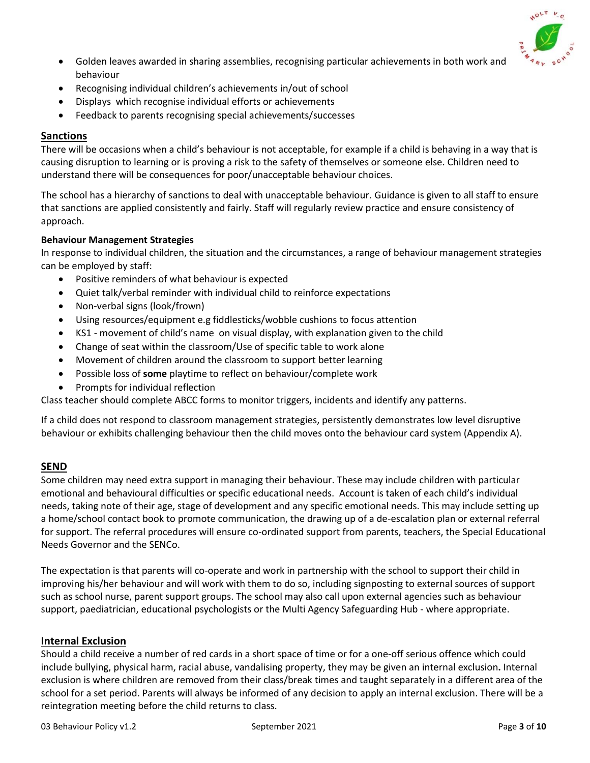- Golden leaves awarded in sharing assemblies, recognising particular achievements in both work and behaviour
- Recognising individual children's achievements in/out of school
- Displays which recognise individual efforts or achievements
- Feedback to parents recognising special achievements/successes

## Sanctions

There will be occasions when a child's behaviour is not acceptable, for example if a child is behaving in a way that is causing disruption to learning or is proving a risk to the safety of themselves or someone else. Children need to understand there will be consequences for poor/unacceptable behaviour choices.

The school has a hierarchy of sanctions to deal with unacceptable behaviour. Guidance is given to all staff to ensure that sanctions are applied consistently and fairly. Staff will regularly review practice and ensure consistency of approach.

### Behaviour Management Strategies

In response to individual children, the situation and the circumstances, a range of behaviour management strategies can be employed by staff:

- Positive reminders of what behaviour is expected
- Quiet talk/verbal reminder with individual child to reinforce expectations
- Non-verbal signs (look/frown)
- Using resources/equipment e.g fiddlesticks/wobble cushions to focus attention
- KS1 - movement of child's name on visual display, with explanation given to the child
- Change of seat within the classroom/Use of specific table to work alone
- Movement of children around the classroom to support better learning
- Possible loss of **some** playtime to reflect on behaviour/complete work
- Prompts for individual reflection

Class teacher should complete ABCC forms to monitor triggers, incidents and identify any patterns.

If a child does not respond to classroom management strategies, persistently demonstrates low level disruptive behaviour or exhibits challenging behaviour then the child moves onto the behaviour card system (Appendix A).

## SEND

Some children may need extra support in managing their behaviour. These may include children with particular emotional and behavioural difficulties or specific educational needs. Account is taken of each child's individual needs, taking note of their age, stage of development and any specific emotional needs. This may include setting up a home/school contact book to promote communication, the drawing up of a de-escalation plan or external referral for support. The referral procedures will ensure co-ordinated support from parents, teachers, the Special Educational Needs Governor and the SENCo.

The expectation is that parents will co-operate and work in partnership with the school to support their child in improving his/her behaviour and will work with them to do so, including signposting to external sources of support such as school nurse, parent support groups. The school may also call upon external agencies such as behaviour support, paediatrician, educational psychologists or the Multi Agency Safeguarding Hub - where appropriate.

## Internal Exclusion

Should a child receive a number of red cards in a short space of time or for a one-off serious offence which could include bullying, physical harm, racial abuse, vandalising property, they may be given an internal exclusion**.** Internal exclusion is where children are removed from their class/break times and taught separately in a different area of the school for a set period. Parents will always be informed of any decision to apply an internal exclusion. There will be a reintegration meeting before the child returns to class.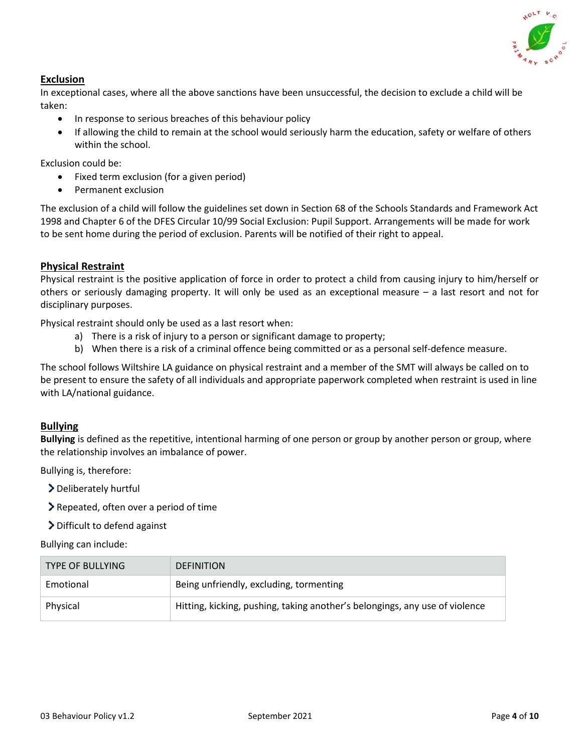## Exclusion

In exceptional cases, where all the above sanctions have been unsuccessful, the decision to exclude a child will be taken:

- In response to serious breaches of this behaviour policy
- If allowing the child to remain at the school would seriously harm the education, safety or welfare of others within the school.

Exclusion could be:

- Fixed term exclusion (for a given period)
- Permanent exclusion

The exclusion of a child will follow the guidelines set down in Section 68 of the Schools Standards and Framework Act 1998 and Chapter 6 of the DFES Circular 10/99 Social Exclusion: Pupil Support. Arrangements will be made for work to be sent home during the period of exclusion. Parents will be notified of their right to appeal.

## Physical Restraint

Physical restraint is the positive application of force in order to protect a child from causing injury to him/herself or others or seriously damaging property. It will only be used as an exceptional measure – a last resort and not for disciplinary purposes.

Physical restraint should only be used as a last resort when:

a) There is a risk of injury to a person or significant damage to property;
b) When there is a risk of a criminal offence being committed or as a personal self-defence measure.

The school follows Wiltshire LA guidance on physical restraint and a member of the SMT will always be called on to be present to ensure the safety of all individuals and appropriate paperwork completed when restraint is used in line with LA/national guidance.

## Bullying

**Bullying** is defined as the repetitive, intentional harming of one person or group by another person or group, where the relationship involves an imbalance of power.

Bullying is, therefore:

- Deliberately hurtful
- Repeated, often over a period of time
- Difficult to defend against

Bullying can include:

| TYPE OF BULLYING | DEFINITION |
| --- | --- |
| Emotional | Being unfriendly, excluding, tormenting |
| Physical | Hitting, kicking, pushing, taking another's belongings, any use of violence |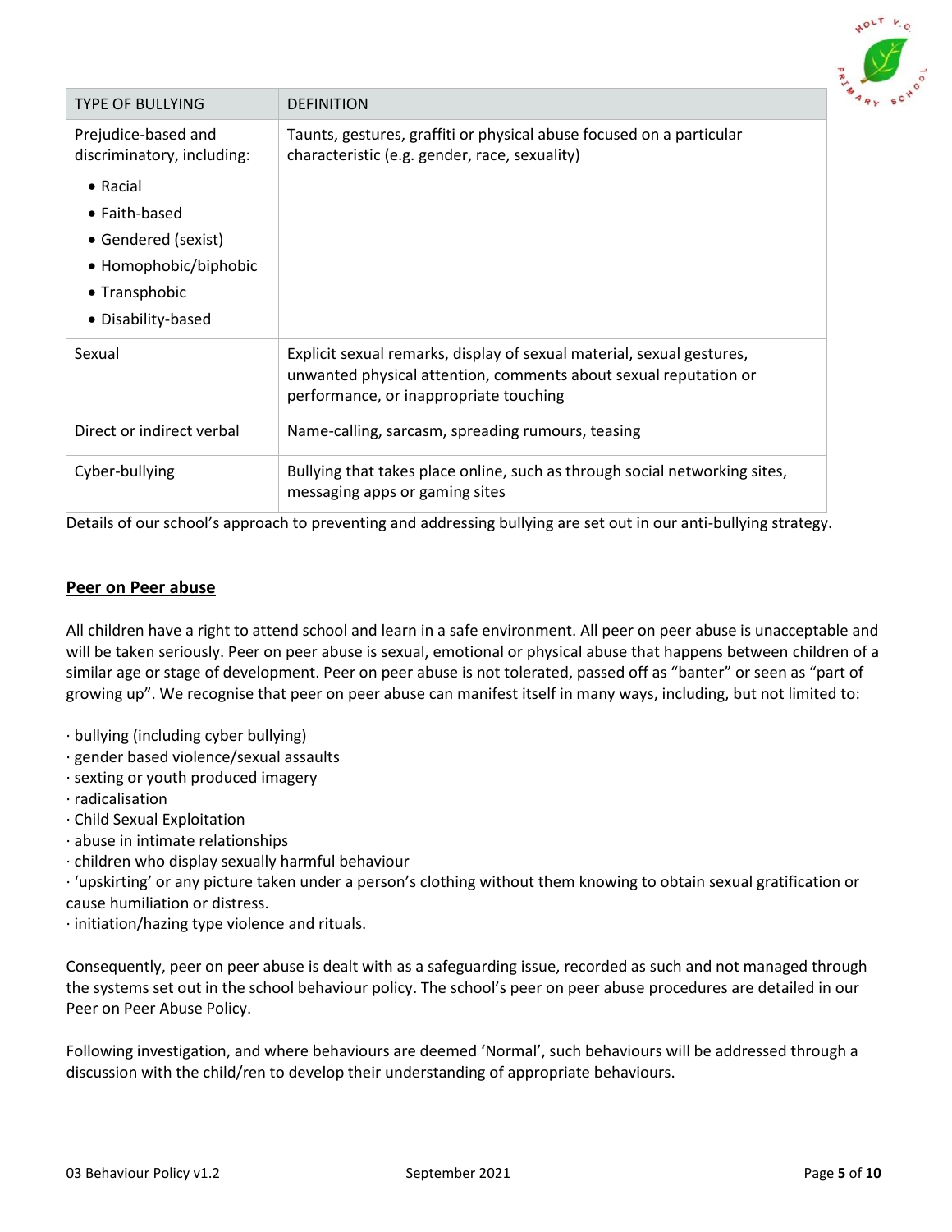| TYPE OF BULLYING | DEFINITION |
|---|---|
| Prejudice-based and discriminatory, including:<br>• Racial<br>• Faith-based<br>• Gendered (sexist)<br>• Homophobic/biphobic<br>• Transphobic<br>• Disability-based | Taunts, gestures, graffiti or physical abuse focused on a particular characteristic (e.g. gender, race, sexuality) |
| Sexual | Explicit sexual remarks, display of sexual material, sexual gestures, unwanted physical attention, comments about sexual reputation or performance, or inappropriate touching |
| Direct or indirect verbal | Name-calling, sarcasm, spreading rumours, teasing |
| Cyber-bullying | Bullying that takes place online, such as through social networking sites, messaging apps or gaming sites |

Details of our school's approach to preventing and addressing bullying are set out in our anti-bullying strategy.

**Peer on Peer abuse**

All children have a right to attend school and learn in a safe environment. All peer on peer abuse is unacceptable and will be taken seriously. Peer on peer abuse is sexual, emotional or physical abuse that happens between children of a similar age or stage of development. Peer on peer abuse is not tolerated, passed off as "banter" or seen as "part of growing up". We recognise that peer on peer abuse can manifest itself in many ways, including, but not limited to:

- bullying (including cyber bullying)
- gender based violence/sexual assaults
- sexting or youth produced imagery
- radicalisation
- Child Sexual Exploitation
- abuse in intimate relationships
- children who display sexually harmful behaviour
- 'upskirting' or any picture taken under a person's clothing without them knowing to obtain sexual gratification or cause humiliation or distress.
- initiation/hazing type violence and rituals.

Consequently, peer on peer abuse is dealt with as a safeguarding issue, recorded as such and not managed through the systems set out in the school behaviour policy. The school's peer on peer abuse procedures are detailed in our Peer on Peer Abuse Policy.

Following investigation, and where behaviours are deemed 'Normal', such behaviours will be addressed through a discussion with the child/ren to develop their understanding of appropriate behaviours.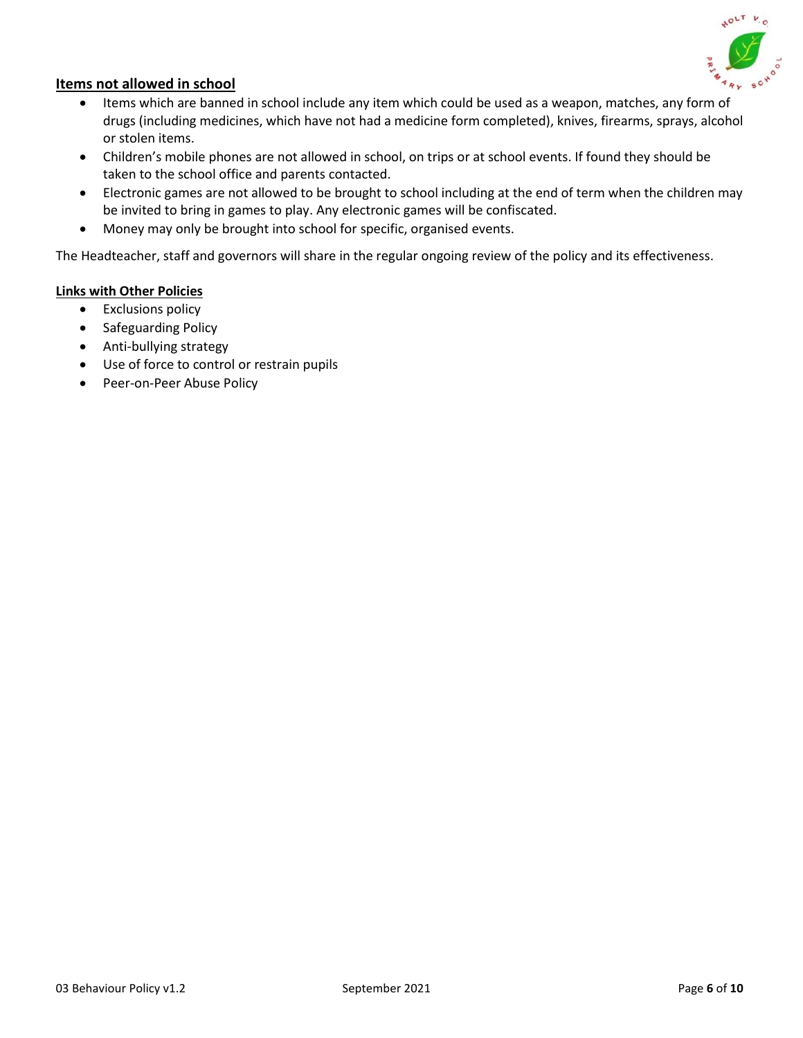## Items not allowed in school

- Items which are banned in school include any item which could be used as a weapon, matches, any form of drugs (including medicines, which have not had a medicine form completed), knives, firearms, sprays, alcohol or stolen items.
- Children's mobile phones are not allowed in school, on trips or at school events. If found they should be taken to the school office and parents contacted.
- Electronic games are not allowed to be brought to school including at the end of term when the children may be invited to bring in games to play. Any electronic games will be confiscated.
- Money may only be brought into school for specific, organised events.

The Headteacher, staff and governors will share in the regular ongoing review of the policy and its effectiveness.

## Links with Other Policies

- Exclusions policy
- Safeguarding Policy
- Anti-bullying strategy
- Use of force to control or restrain pupils
- Peer-on-Peer Abuse Policy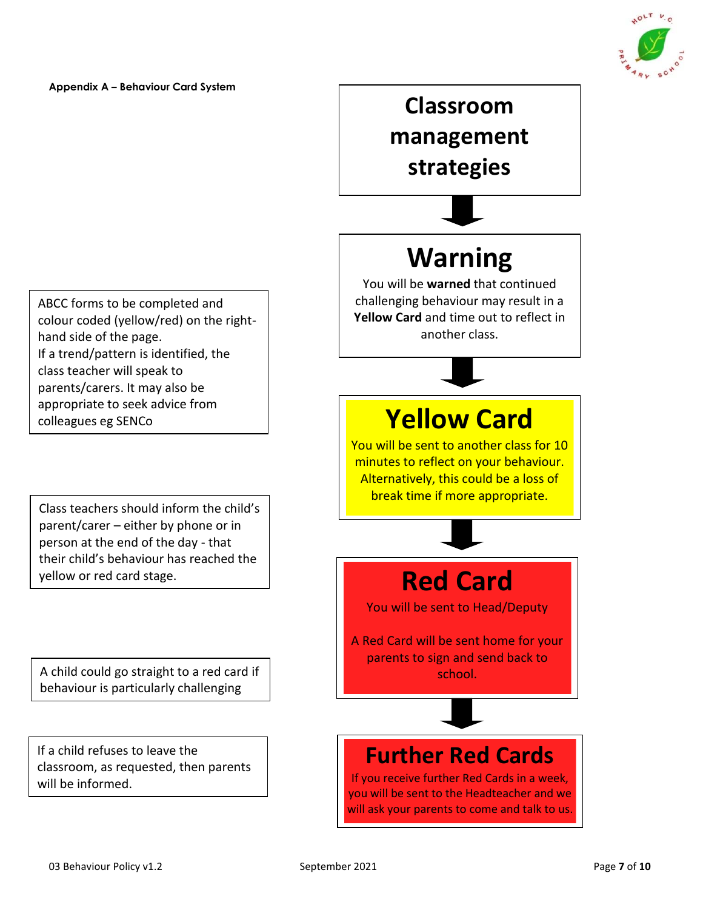**Appendix A – Behaviour Card System**

## Classroom management strategies

↓

## Warning

You will be **warned** that continued challenging behaviour may result in a **Yellow Card** and time out to reflect in another class.

↓

## Yellow Card

You will be sent to another class for 10 minutes to reflect on your behaviour. Alternatively, this could be a loss of break time if more appropriate.

↓

## Red Card

You will be sent to Head/Deputy

A Red Card will be sent home for your parents to sign and send back to school.

↓

## Further Red Cards

If you receive further Red Cards in a week, you will be sent to the Headteacher and we will ask your parents to come and talk to us.

---

ABCC forms to be completed and colour coded (yellow/red) on the right-hand side of the page.
If a trend/pattern is identified, the class teacher will speak to parents/carers. It may also be appropriate to seek advice from colleagues eg SENCo

Class teachers should inform the child's parent/carer – either by phone or in person at the end of the day - that their child's behaviour has reached the yellow or red card stage.

A child could go straight to a red card if behaviour is particularly challenging

If a child refuses to leave the classroom, as requested, then parents will be informed.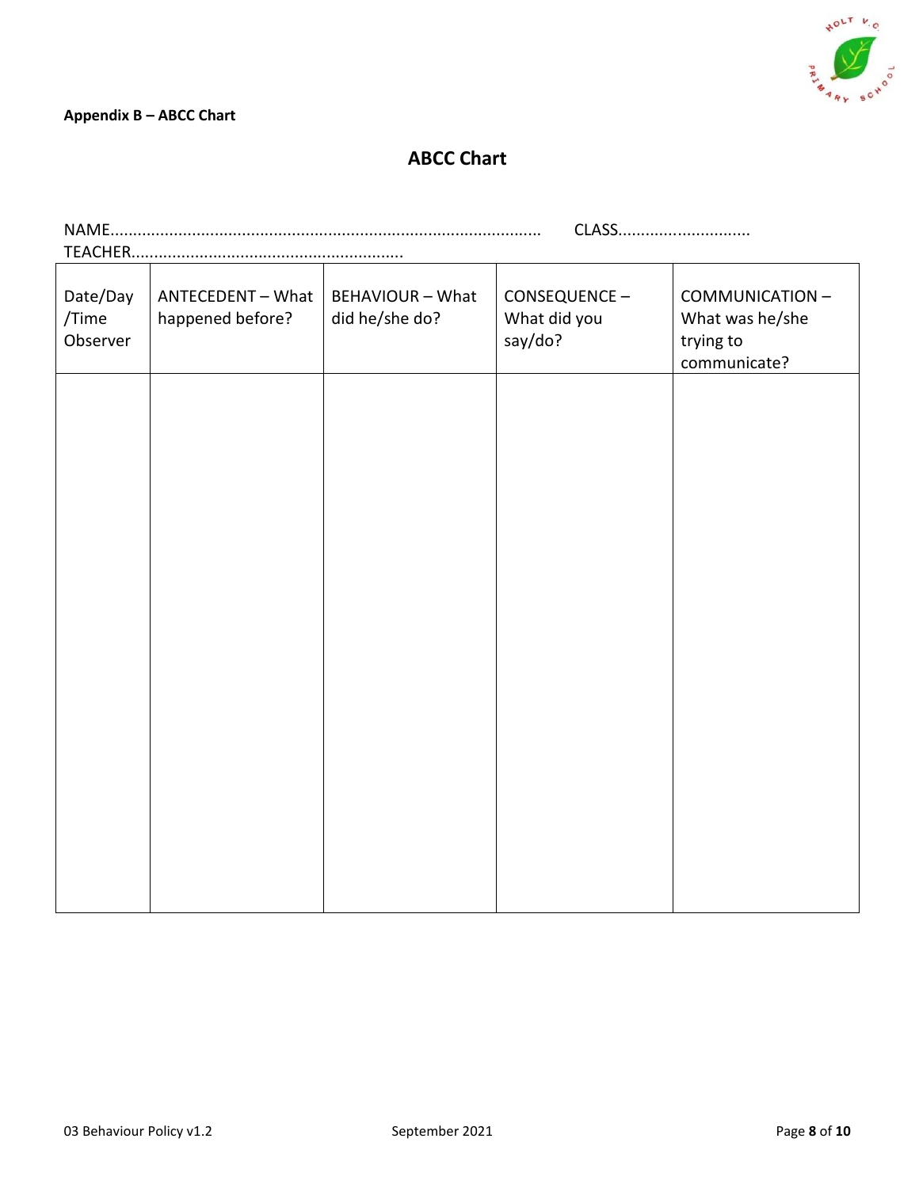**Appendix B – ABCC Chart**

## ABCC Chart

NAME.............................................................................................. CLASS.............................
TEACHER............................................................

| Date/Day /Time Observer | ANTECEDENT – What happened before? | BEHAVIOUR – What did he/she do? | CONSEQUENCE – What did you say/do? | COMMUNICATION – What was he/she trying to communicate? |
|---|---|---|---|---|
| | | | | |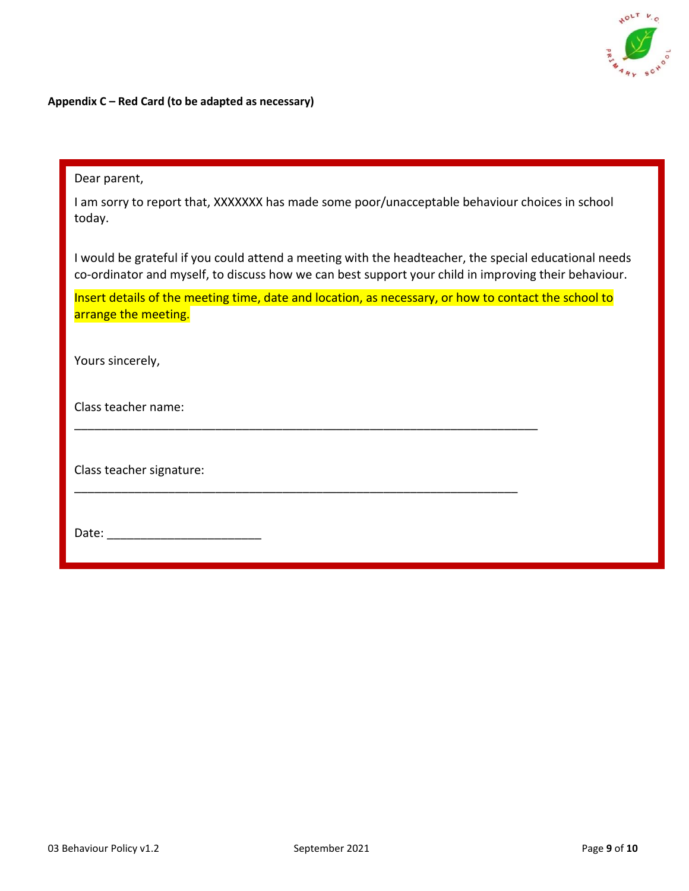**Appendix C – Red Card (to be adapted as necessary)**

Dear parent,

I am sorry to report that, XXXXXXX has made some poor/unacceptable behaviour choices in school today.

I would be grateful if you could attend a meeting with the headteacher, the special educational needs co-ordinator and myself, to discuss how we can best support your child in improving their behaviour.

Insert details of the meeting time, date and location, as necessary, or how to contact the school to arrange the meeting.

Yours sincerely,

Class teacher name: ______________________________________________________________________

Class teacher signature: ___________________________________________________________________

Date: _______________________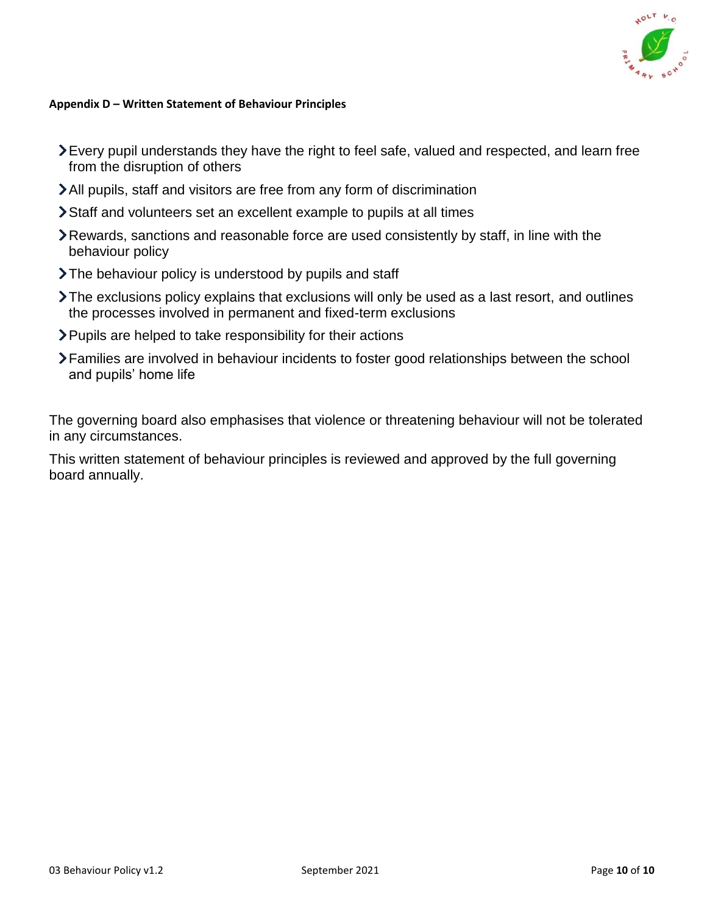**Appendix D – Written Statement of Behaviour Principles**

- Every pupil understands they have the right to feel safe, valued and respected, and learn free from the disruption of others
- All pupils, staff and visitors are free from any form of discrimination
- Staff and volunteers set an excellent example to pupils at all times
- Rewards, sanctions and reasonable force are used consistently by staff, in line with the behaviour policy
- The behaviour policy is understood by pupils and staff
- The exclusions policy explains that exclusions will only be used as a last resort, and outlines the processes involved in permanent and fixed-term exclusions
- Pupils are helped to take responsibility for their actions
- Families are involved in behaviour incidents to foster good relationships between the school and pupils' home life

The governing board also emphasises that violence or threatening behaviour will not be tolerated in any circumstances.

This written statement of behaviour principles is reviewed and approved by the full governing board annually.